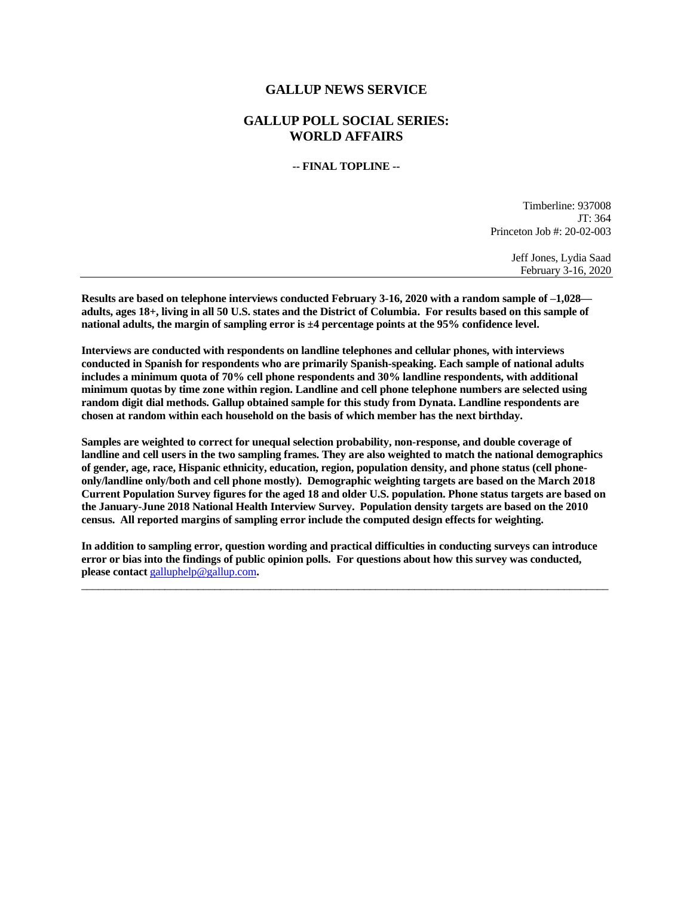# GALLUP NEWS SERVICE

## GALLUP POLL SOCIAL SERIES: WORLD AFFAIRS

**-- FINAL TOPLINE --**

Timberline: 937008
JT: 364
Princeton Job #: 20-02-003

Jeff Jones, Lydia Saad
February 3-16, 2020

---

**Results are based on telephone interviews conducted February 3-16, 2020 with a random sample of –1,028—adults, ages 18+, living in all 50 U.S. states and the District of Columbia. For results based on this sample of national adults, the margin of sampling error is ±4 percentage points at the 95% confidence level.**

**Interviews are conducted with respondents on landline telephones and cellular phones, with interviews conducted in Spanish for respondents who are primarily Spanish-speaking. Each sample of national adults includes a minimum quota of 70% cell phone respondents and 30% landline respondents, with additional minimum quotas by time zone within region. Landline and cell phone telephone numbers are selected using random digit dial methods. Gallup obtained sample for this study from Dynata. Landline respondents are chosen at random within each household on the basis of which member has the next birthday.**

**Samples are weighted to correct for unequal selection probability, non-response, and double coverage of landline and cell users in the two sampling frames. They are also weighted to match the national demographics of gender, age, race, Hispanic ethnicity, education, region, population density, and phone status (cell phone-only/landline only/both and cell phone mostly). Demographic weighting targets are based on the March 2018 Current Population Survey figures for the aged 18 and older U.S. population. Phone status targets are based on the January-June 2018 National Health Interview Survey. Population density targets are based on the 2010 census. All reported margins of sampling error include the computed design effects for weighting.**

**In addition to sampling error, question wording and practical difficulties in conducting surveys can introduce error or bias into the findings of public opinion polls. For questions about how this survey was conducted, please contact** galluphelp@gallup.com**.**

---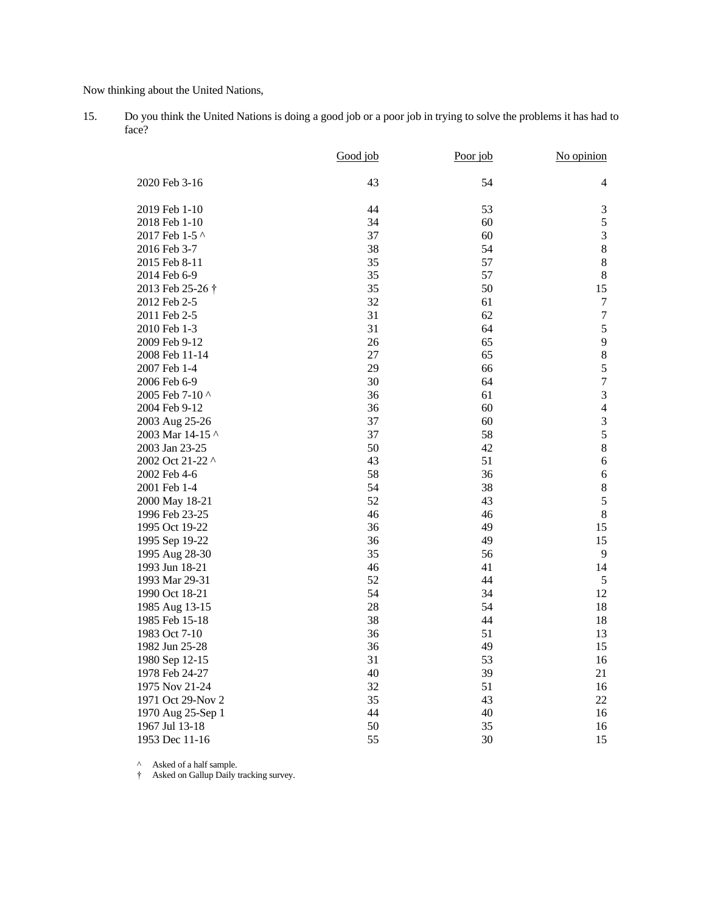Now thinking about the United Nations,

15. Do you think the United Nations is doing a good job or a poor job in trying to solve the problems it has had to face?

| | Good job | Poor job | No opinion |
|---|---|---|---|
| 2020 Feb 3-16 | 43 | 54 | 4 |
| 2019 Feb 1-10 | 44 | 53 | 3 |
| 2018 Feb 1-10 | 34 | 60 | 5 |
| 2017 Feb 1-5 ^ | 37 | 60 | 3 |
| 2016 Feb 3-7 | 38 | 54 | 8 |
| 2015 Feb 8-11 | 35 | 57 | 8 |
| 2014 Feb 6-9 | 35 | 57 | 8 |
| 2013 Feb 25-26 † | 35 | 50 | 15 |
| 2012 Feb 2-5 | 32 | 61 | 7 |
| 2011 Feb 2-5 | 31 | 62 | 7 |
| 2010 Feb 1-3 | 31 | 64 | 5 |
| 2009 Feb 9-12 | 26 | 65 | 9 |
| 2008 Feb 11-14 | 27 | 65 | 8 |
| 2007 Feb 1-4 | 29 | 66 | 5 |
| 2006 Feb 6-9 | 30 | 64 | 7 |
| 2005 Feb 7-10 ^ | 36 | 61 | 3 |
| 2004 Feb 9-12 | 36 | 60 | 4 |
| 2003 Aug 25-26 | 37 | 60 | 3 |
| 2003 Mar 14-15 ^ | 37 | 58 | 5 |
| 2003 Jan 23-25 | 50 | 42 | 8 |
| 2002 Oct 21-22 ^ | 43 | 51 | 6 |
| 2002 Feb 4-6 | 58 | 36 | 6 |
| 2001 Feb 1-4 | 54 | 38 | 8 |
| 2000 May 18-21 | 52 | 43 | 5 |
| 1996 Feb 23-25 | 46 | 46 | 8 |
| 1995 Oct 19-22 | 36 | 49 | 15 |
| 1995 Sep 19-22 | 36 | 49 | 15 |
| 1995 Aug 28-30 | 35 | 56 | 9 |
| 1993 Jun 18-21 | 46 | 41 | 14 |
| 1993 Mar 29-31 | 52 | 44 | 5 |
| 1990 Oct 18-21 | 54 | 34 | 12 |
| 1985 Aug 13-15 | 28 | 54 | 18 |
| 1985 Feb 15-18 | 38 | 44 | 18 |
| 1983 Oct 7-10 | 36 | 51 | 13 |
| 1982 Jun 25-28 | 36 | 49 | 15 |
| 1980 Sep 12-15 | 31 | 53 | 16 |
| 1978 Feb 24-27 | 40 | 39 | 21 |
| 1975 Nov 21-24 | 32 | 51 | 16 |
| 1971 Oct 29-Nov 2 | 35 | 43 | 22 |
| 1970 Aug 25-Sep 1 | 44 | 40 | 16 |
| 1967 Jul 13-18 | 50 | 35 | 16 |
| 1953 Dec 11-16 | 55 | 30 | 15 |

^ Asked of a half sample.
† Asked on Gallup Daily tracking survey.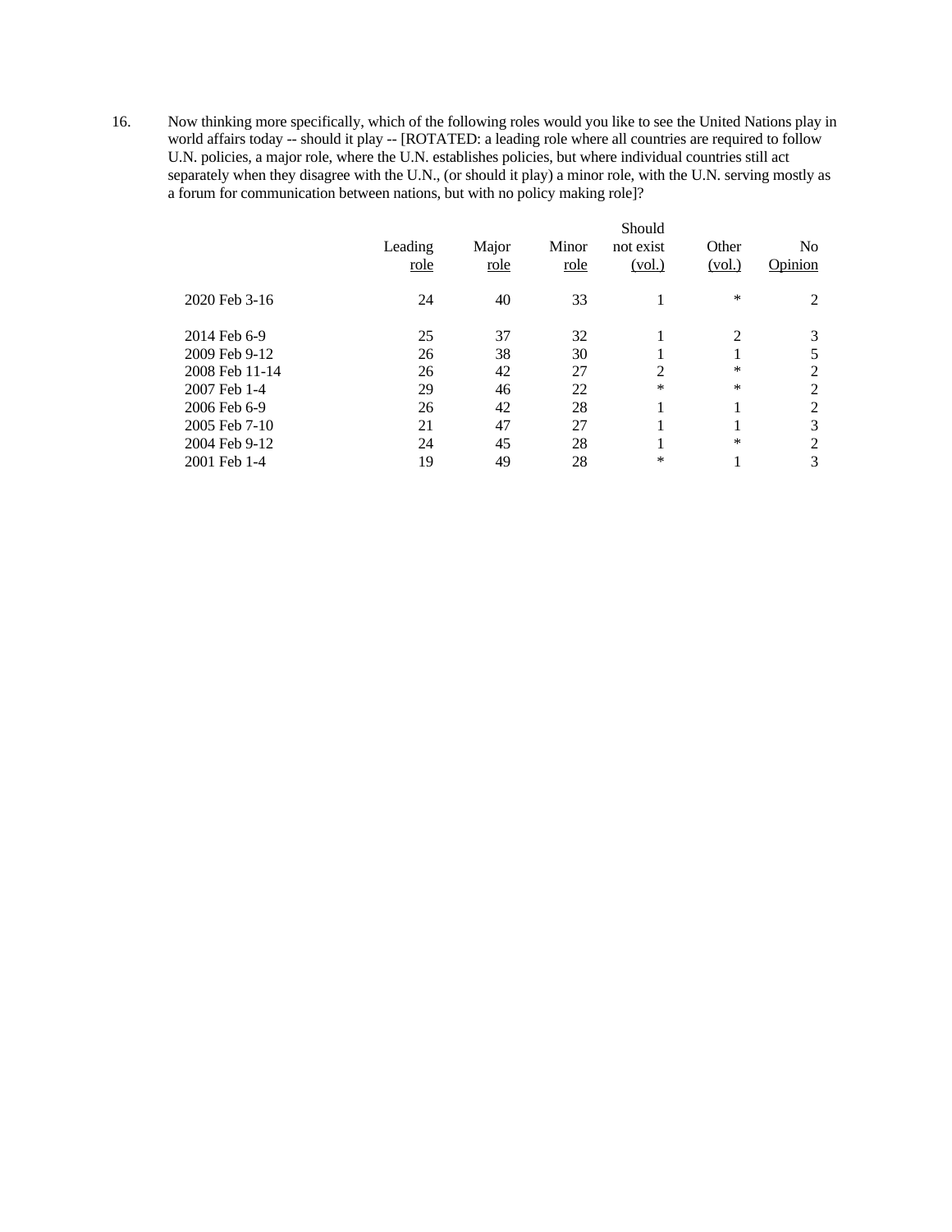16. Now thinking more specifically, which of the following roles would you like to see the United Nations play in world affairs today -- should it play -- [ROTATED: a leading role where all countries are required to follow U.N. policies, a major role, where the U.N. establishes policies, but where individual countries still act separately when they disagree with the U.N., (or should it play) a minor role, with the U.N. serving mostly as a forum for communication between nations, but with no policy making role]?

| | Leading role | Major role | Minor role | Should not exist (vol.) | Other (vol.) | No Opinion |
|---|---|---|---|---|---|---|
| 2020 Feb 3-16 | 24 | 40 | 33 | 1 | * | 2 |
| | | | | | | |
| 2014 Feb 6-9 | 25 | 37 | 32 | 1 | 2 | 3 |
| 2009 Feb 9-12 | 26 | 38 | 30 | 1 | 1 | 5 |
| 2008 Feb 11-14 | 26 | 42 | 27 | 2 | * | 2 |
| 2007 Feb 1-4 | 29 | 46 | 22 | * | * | 2 |
| 2006 Feb 6-9 | 26 | 42 | 28 | 1 | 1 | 2 |
| 2005 Feb 7-10 | 21 | 47 | 27 | 1 | 1 | 3 |
| 2004 Feb 9-12 | 24 | 45 | 28 | 1 | * | 2 |
| 2001 Feb 1-4 | 19 | 49 | 28 | * | 1 | 3 |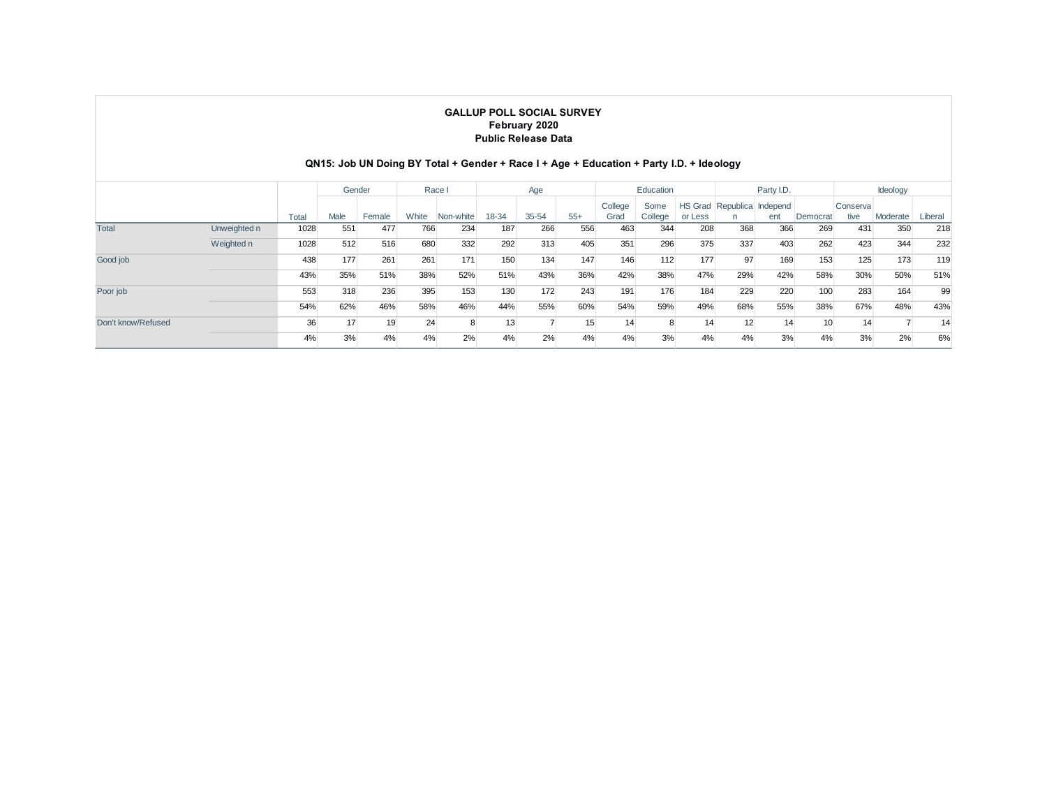**GALLUP POLL SOCIAL SURVEY**
**February 2020**
**Public Release Data**

**QN15: Job UN Doing BY Total + Gender + Race I + Age + Education + Party I.D. + Ideology**

| | | | Gender | | Race I | | Age | | | Education | | | Party I.D. | | | Ideology | | |
|---|---|---|---|---|---|---|---|---|---|---|---|---|---|---|---|---|---|---|
| | | Total | Male | Female | White | Non-white | 18-34 | 35-54 | 55+ | College Grad | Some College | HS Grad or Less | Republican | Independent | Democrat | Conservative | Moderate | Liberal |
| Total | Unweighted n | 1028 | 551 | 477 | 766 | 234 | 187 | 266 | 556 | 463 | 344 | 208 | 368 | 366 | 269 | 431 | 350 | 218 |
| | Weighted n | 1028 | 512 | 516 | 680 | 332 | 292 | 313 | 405 | 351 | 296 | 375 | 337 | 403 | 262 | 423 | 344 | 232 |
| Good job | | 438 | 177 | 261 | 261 | 171 | 150 | 134 | 147 | 146 | 112 | 177 | 97 | 169 | 153 | 125 | 173 | 119 |
| | | 43% | 35% | 51% | 38% | 52% | 51% | 43% | 36% | 42% | 38% | 47% | 29% | 42% | 58% | 30% | 50% | 51% |
| Poor job | | 553 | 318 | 236 | 395 | 153 | 130 | 172 | 243 | 191 | 176 | 184 | 229 | 220 | 100 | 283 | 164 | 99 |
| | | 54% | 62% | 46% | 58% | 46% | 44% | 55% | 60% | 54% | 59% | 49% | 68% | 55% | 38% | 67% | 48% | 43% |
| Don't know/Refused | | 36 | 17 | 19 | 24 | 8 | 13 | 7 | 15 | 14 | 8 | 14 | 12 | 14 | 10 | 14 | 7 | 14 |
| | | 4% | 3% | 4% | 4% | 2% | 4% | 2% | 4% | 4% | 3% | 4% | 4% | 3% | 4% | 3% | 2% | 6% |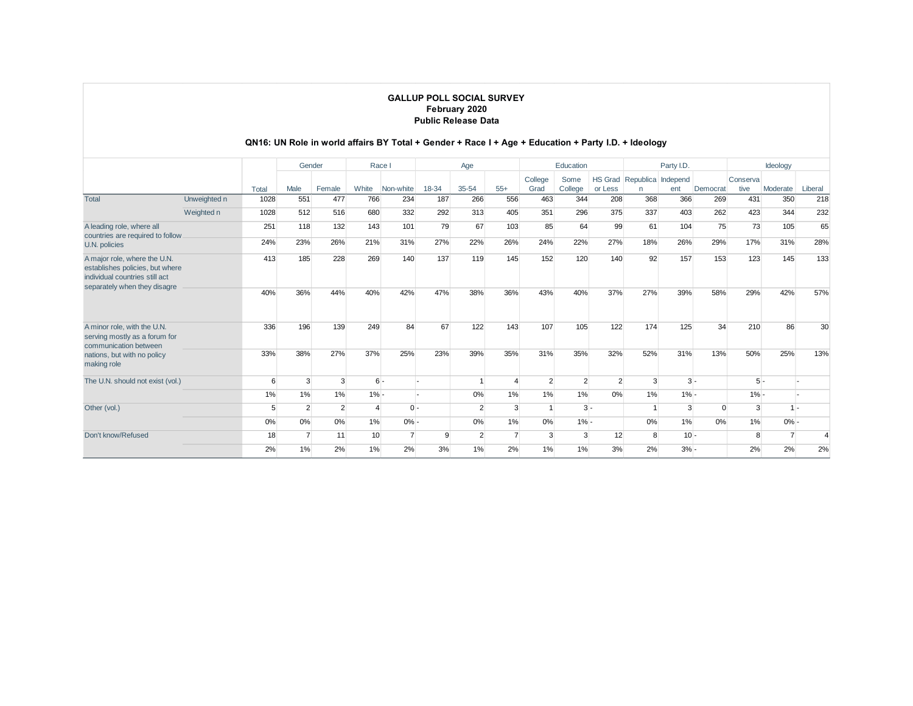**GALLUP POLL SOCIAL SURVEY**
**February 2020**
**Public Release Data**

**QN16: UN Role in world affairs BY Total + Gender + Race I + Age + Education + Party I.D. + Ideology**

| | | | Gender | | Race I | | Age | | | Education | | | Party I.D. | | | Ideology | | |
|---|---|---|---|---|---|---|---|---|---|---|---|---|---|---|---|---|---|---|
| | | Total | Male | Female | White | Non-white | 18-34 | 35-54 | 55+ | College Grad | Some College | HS Grad or Less | Republican | Independent | Democrat | Conservative | Moderate | Liberal |
| Total | Unweighted n | 1028 | 551 | 477 | 766 | 234 | 187 | 266 | 556 | 463 | 344 | 208 | 368 | 366 | 269 | 431 | 350 | 218 |
| | Weighted n | 1028 | 512 | 516 | 680 | 332 | 292 | 313 | 405 | 351 | 296 | 375 | 337 | 403 | 262 | 423 | 344 | 232 |
| A leading role, where all countries are required to follow U.N. policies | | 251 | 118 | 132 | 143 | 101 | 79 | 67 | 103 | 85 | 64 | 99 | 61 | 104 | 75 | 73 | 105 | 65 |
| | | 24% | 23% | 26% | 21% | 31% | 27% | 22% | 26% | 24% | 22% | 27% | 18% | 26% | 29% | 17% | 31% | 28% |
| A major role, where the U.N. establishes policies, but where individual countries still act separately when they disagree | | 413 | 185 | 228 | 269 | 140 | 137 | 119 | 145 | 152 | 120 | 140 | 92 | 157 | 153 | 123 | 145 | 133 |
| | | 40% | 36% | 44% | 40% | 42% | 47% | 38% | 36% | 43% | 40% | 37% | 27% | 39% | 58% | 29% | 42% | 57% |
| A minor role, with the U.N. serving mostly as a forum for communication between nations, but with no policy making role | | 336 | 196 | 139 | 249 | 84 | 67 | 122 | 143 | 107 | 105 | 122 | 174 | 125 | 34 | 210 | 86 | 30 |
| | | 33% | 38% | 27% | 37% | 25% | 23% | 39% | 35% | 31% | 35% | 32% | 52% | 31% | 13% | 50% | 25% | 13% |
| The U.N. should not exist (vol.) | | 6 | 3 | 3 | 6 | - | - | 1 | 4 | 2 | 2 | 2 | 3 | 3 | - | 5 | - | - |
| | | 1% | 1% | 1% | 1% | - | - | 0% | 1% | 1% | 1% | 0% | 1% | 1% | - | 1% | - | - |
| Other (vol.) | | 5 | 2 | 2 | 4 | 0 | - | 2 | 3 | 1 | 3 | - | 1 | 3 | 0 | 3 | 1 | - |
| | | 0% | 0% | 0% | 1% | 0% | - | 0% | 1% | 0% | 1% | - | 0% | 1% | 0% | 1% | 0% | - |
| Don't know/Refused | | 18 | 7 | 11 | 10 | 7 | 9 | 2 | 7 | 3 | 3 | 12 | 8 | 10 | - | 8 | 7 | 4 |
| | | 2% | 1% | 2% | 1% | 2% | 3% | 1% | 2% | 1% | 1% | 3% | 2% | 3% | - | 2% | 2% | 2% |